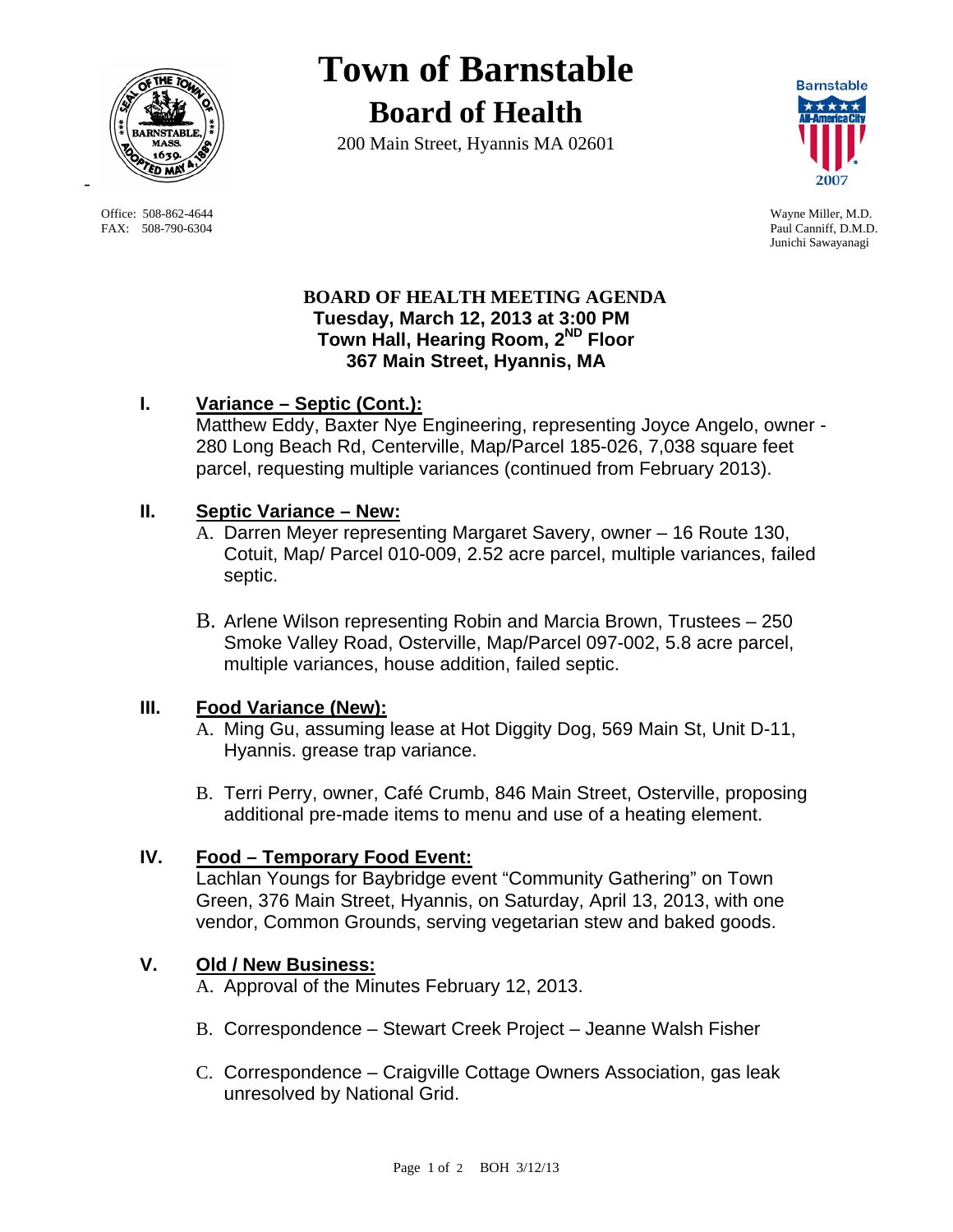# Town of Barnstable

## Board of Health

200 Main Street, Hyannis MA 02601

Office: 508-862-4644
FAX: 508-790-6304

Wayne Miller, M.D.
Paul Canniff, D.M.D.
Junichi Sawayanagi

**BOARD OF HEALTH MEETING AGENDA**
**Tuesday, March 12, 2013 at 3:00 PM**
**Town Hall, Hearing Room, 2ND Floor**
**367 Main Street, Hyannis, MA**

## I. Variance – Septic (Cont.):

Matthew Eddy, Baxter Nye Engineering, representing Joyce Angelo, owner - 280 Long Beach Rd, Centerville, Map/Parcel 185-026, 7,038 square feet parcel, requesting multiple variances (continued from February 2013).

## II. Septic Variance – New:

A. Darren Meyer representing Margaret Savery, owner – 16 Route 130, Cotuit, Map/ Parcel 010-009, 2.52 acre parcel, multiple variances, failed septic.

B. Arlene Wilson representing Robin and Marcia Brown, Trustees – 250 Smoke Valley Road, Osterville, Map/Parcel 097-002, 5.8 acre parcel, multiple variances, house addition, failed septic.

## III. Food Variance (New):

A. Ming Gu, assuming lease at Hot Diggity Dog, 569 Main St, Unit D-11, Hyannis. grease trap variance.

B. Terri Perry, owner, Café Crumb, 846 Main Street, Osterville, proposing additional pre-made items to menu and use of a heating element.

## IV. Food – Temporary Food Event:

Lachlan Youngs for Baybridge event "Community Gathering" on Town Green, 376 Main Street, Hyannis, on Saturday, April 13, 2013, with one vendor, Common Grounds, serving vegetarian stew and baked goods.

## V. Old / New Business:

A. Approval of the Minutes February 12, 2013.

B. Correspondence – Stewart Creek Project – Jeanne Walsh Fisher

C. Correspondence – Craigville Cottage Owners Association, gas leak unresolved by National Grid.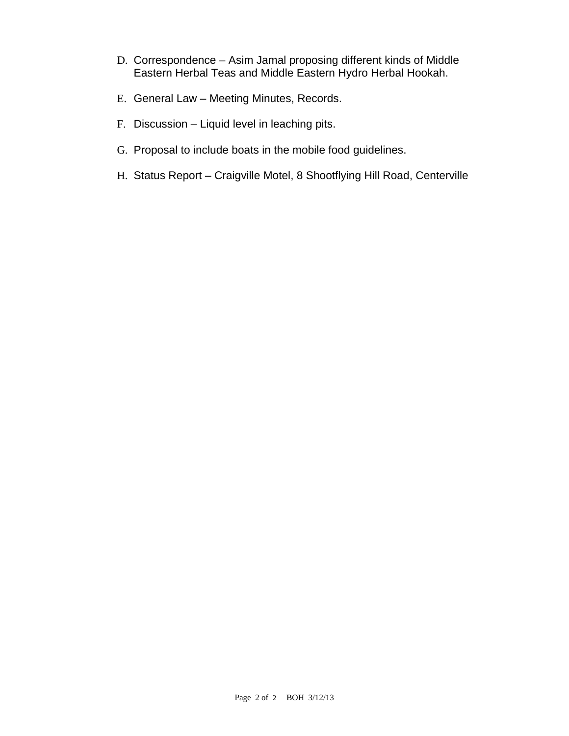D. Correspondence – Asim Jamal proposing different kinds of Middle Eastern Herbal Teas and Middle Eastern Hydro Herbal Hookah.

E. General Law – Meeting Minutes, Records.

F. Discussion – Liquid level in leaching pits.

G. Proposal to include boats in the mobile food guidelines.

H. Status Report – Craigville Motel, 8 Shootflying Hill Road, Centerville